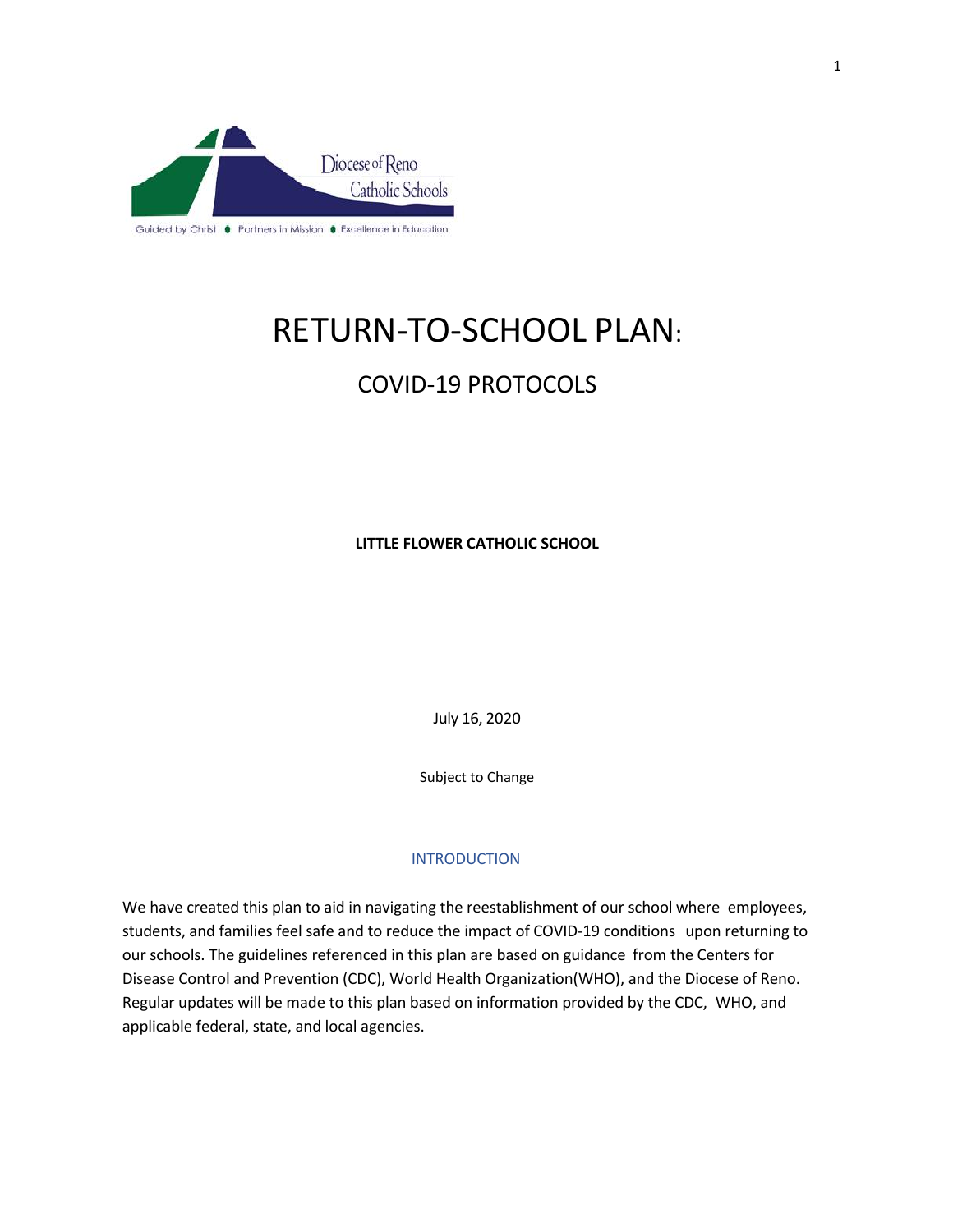Diocese of Reno Catholic Schools

Guided by Christ • Partners in Mission • Excellence in Education

# RETURN-TO-SCHOOL PLAN:

## COVID-19 PROTOCOLS

**LITTLE FLOWER CATHOLIC SCHOOL**

July 16, 2020

Subject to Change

## INTRODUCTION

We have created this plan to aid in navigating the reestablishment of our school where employees, students, and families feel safe and to reduce the impact of COVID-19 conditions upon returning to our schools. The guidelines referenced in this plan are based on guidance from the Centers for Disease Control and Prevention (CDC), World Health Organization(WHO), and the Diocese of Reno. Regular updates will be made to this plan based on information provided by the CDC, WHO, and applicable federal, state, and local agencies.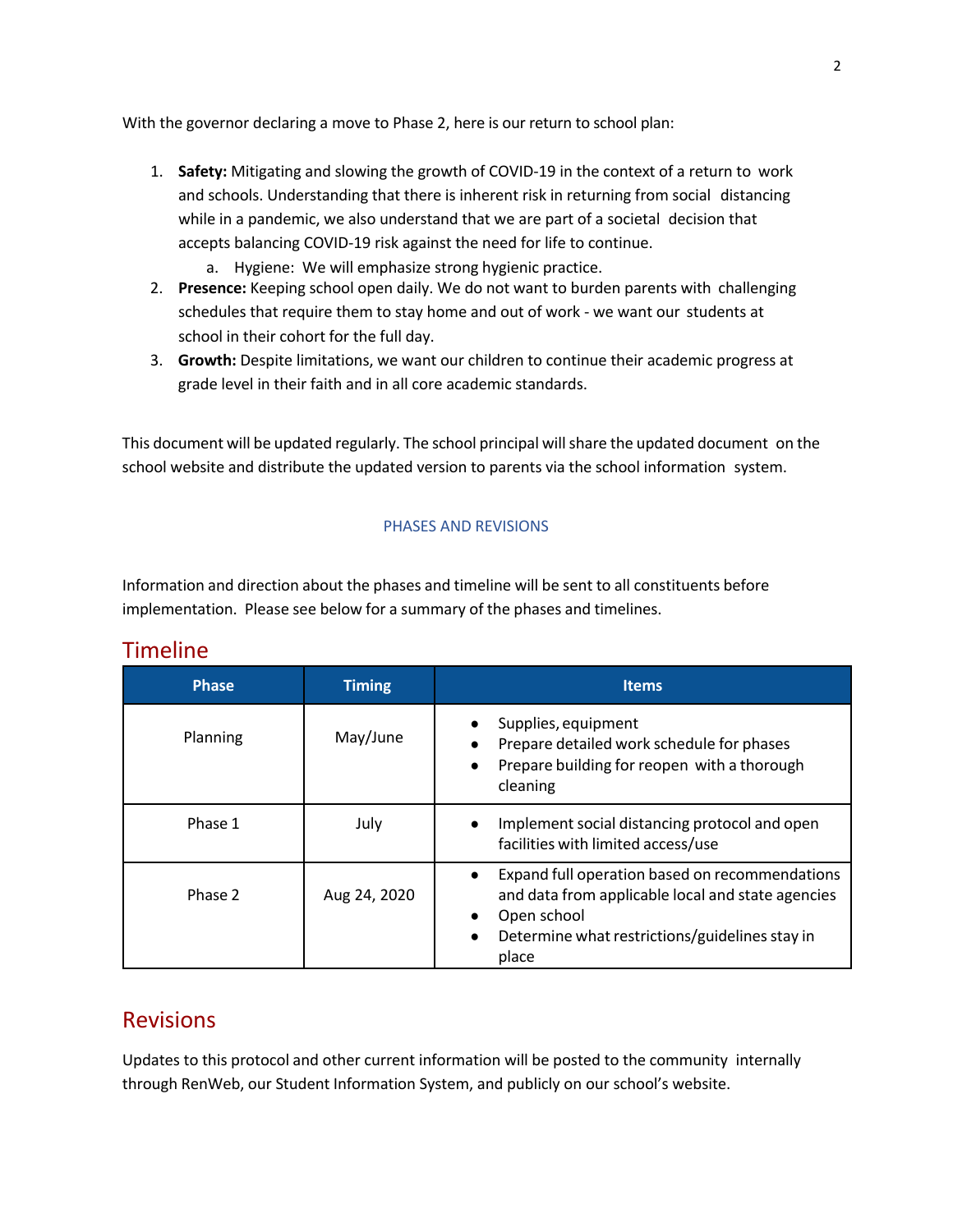With the governor declaring a move to Phase 2, here is our return to school plan:

1. **Safety:** Mitigating and slowing the growth of COVID-19 in the context of a return to work and schools. Understanding that there is inherent risk in returning from social distancing while in a pandemic, we also understand that we are part of a societal decision that accepts balancing COVID-19 risk against the need for life to continue.
    a. Hygiene: We will emphasize strong hygienic practice.
2. **Presence:** Keeping school open daily. We do not want to burden parents with challenging schedules that require them to stay home and out of work - we want our students at school in their cohort for the full day.
3. **Growth:** Despite limitations, we want our children to continue their academic progress at grade level in their faith and in all core academic standards.

This document will be updated regularly. The school principal will share the updated document on the school website and distribute the updated version to parents via the school information system.

### PHASES AND REVISIONS

Information and direction about the phases and timeline will be sent to all constituents before implementation. Please see below for a summary of the phases and timelines.

## Timeline

| Phase | Timing | Items |
|---|---|---|
| Planning | May/June | • Supplies, equipment<br>• Prepare detailed work schedule for phases<br>• Prepare building for reopen with a thorough cleaning |
| Phase 1 | July | • Implement social distancing protocol and open facilities with limited access/use |
| Phase 2 | Aug 24, 2020 | • Expand full operation based on recommendations and data from applicable local and state agencies<br>• Open school<br>• Determine what restrictions/guidelines stay in place |

## Revisions

Updates to this protocol and other current information will be posted to the community internally through RenWeb, our Student Information System, and publicly on our school's website.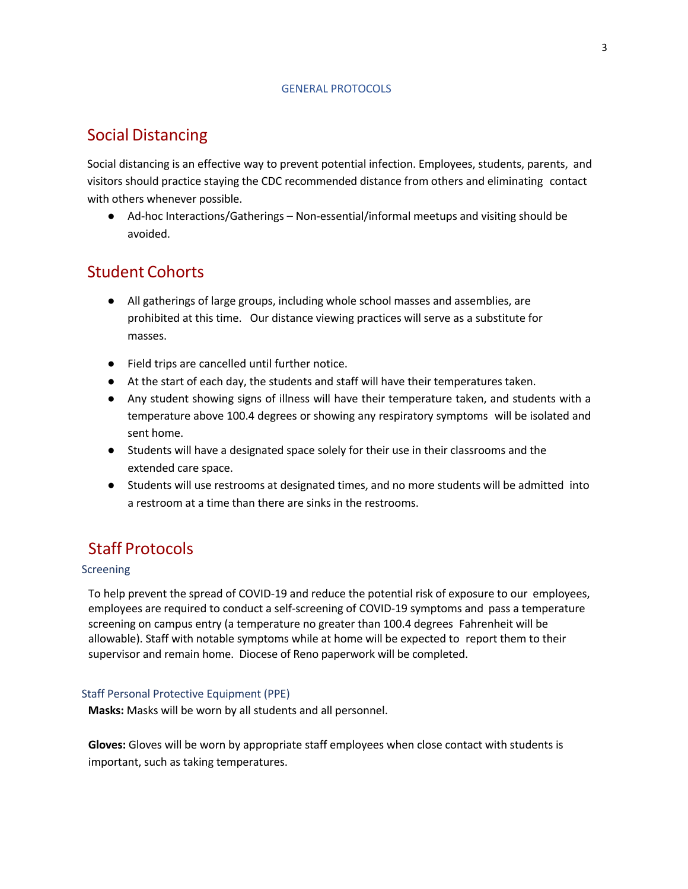GENERAL PROTOCOLS

## Social Distancing

Social distancing is an effective way to prevent potential infection. Employees, students, parents, and visitors should practice staying the CDC recommended distance from others and eliminating contact with others whenever possible.

- Ad-hoc Interactions/Gatherings – Non-essential/informal meetups and visiting should be avoided.

## Student Cohorts

- All gatherings of large groups, including whole school masses and assemblies, are prohibited at this time. Our distance viewing practices will serve as a substitute for masses.
- Field trips are cancelled until further notice.
- At the start of each day, the students and staff will have their temperatures taken.
- Any student showing signs of illness will have their temperature taken, and students with a temperature above 100.4 degrees or showing any respiratory symptoms will be isolated and sent home.
- Students will have a designated space solely for their use in their classrooms and the extended care space.
- Students will use restrooms at designated times, and no more students will be admitted into a restroom at a time than there are sinks in the restrooms.

## Staff Protocols

### Screening

To help prevent the spread of COVID-19 and reduce the potential risk of exposure to our employees, employees are required to conduct a self-screening of COVID-19 symptoms and pass a temperature screening on campus entry (a temperature no greater than 100.4 degrees Fahrenheit will be allowable). Staff with notable symptoms while at home will be expected to report them to their supervisor and remain home. Diocese of Reno paperwork will be completed.

### Staff Personal Protective Equipment (PPE)

**Masks:** Masks will be worn by all students and all personnel.

**Gloves:** Gloves will be worn by appropriate staff employees when close contact with students is important, such as taking temperatures.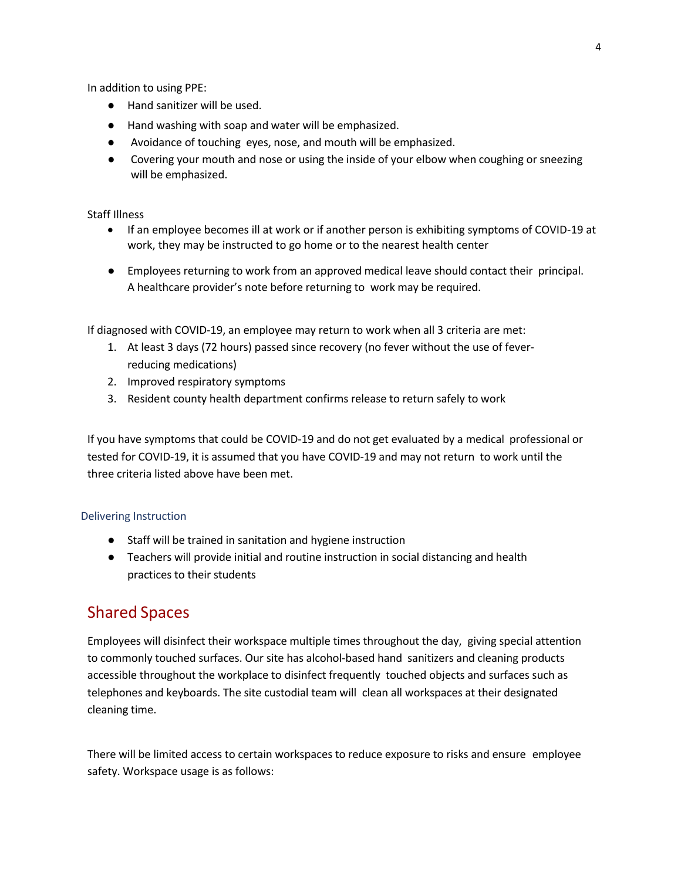In addition to using PPE:

- Hand sanitizer will be used.
- Hand washing with soap and water will be emphasized.
- Avoidance of touching eyes, nose, and mouth will be emphasized.
- Covering your mouth and nose or using the inside of your elbow when coughing or sneezing will be emphasized.

Staff Illness

- If an employee becomes ill at work or if another person is exhibiting symptoms of COVID-19 at work, they may be instructed to go home or to the nearest health center
- Employees returning to work from an approved medical leave should contact their principal. A healthcare provider's note before returning to work may be required.

If diagnosed with COVID-19, an employee may return to work when all 3 criteria are met:

1. At least 3 days (72 hours) passed since recovery (no fever without the use of fever-reducing medications)
2. Improved respiratory symptoms
3. Resident county health department confirms release to return safely to work

If you have symptoms that could be COVID-19 and do not get evaluated by a medical professional or tested for COVID-19, it is assumed that you have COVID-19 and may not return to work until the three criteria listed above have been met.

### Delivering Instruction

- Staff will be trained in sanitation and hygiene instruction
- Teachers will provide initial and routine instruction in social distancing and health practices to their students

## Shared Spaces

Employees will disinfect their workspace multiple times throughout the day, giving special attention to commonly touched surfaces. Our site has alcohol-based hand sanitizers and cleaning products accessible throughout the workplace to disinfect frequently touched objects and surfaces such as telephones and keyboards. The site custodial team will clean all workspaces at their designated cleaning time.

There will be limited access to certain workspaces to reduce exposure to risks and ensure employee safety. Workspace usage is as follows: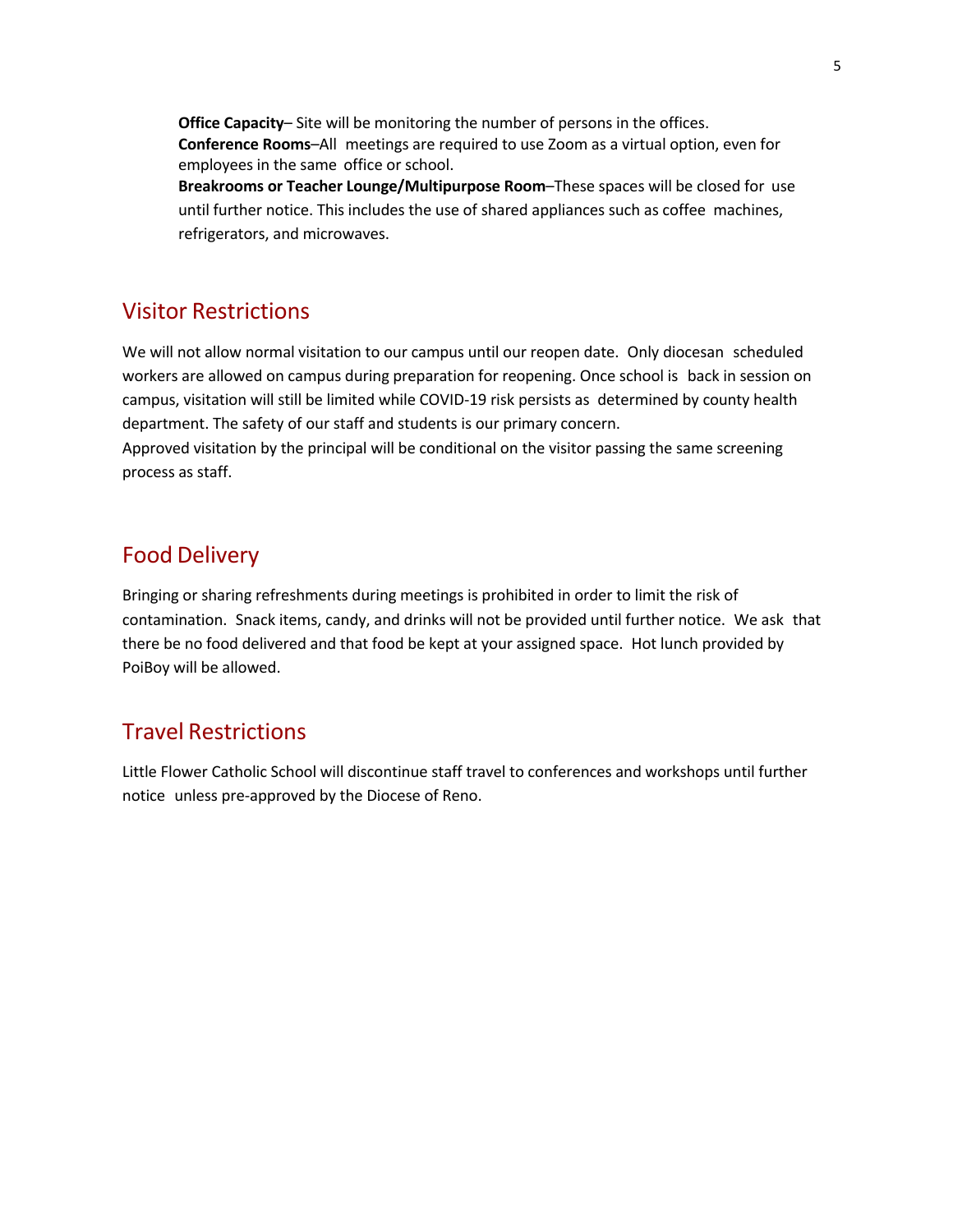**Office Capacity**– Site will be monitoring the number of persons in the offices.
**Conference Rooms**–All meetings are required to use Zoom as a virtual option, even for employees in the same office or school.
**Breakrooms or Teacher Lounge/Multipurpose Room**–These spaces will be closed for use until further notice. This includes the use of shared appliances such as coffee machines, refrigerators, and microwaves.

## Visitor Restrictions

We will not allow normal visitation to our campus until our reopen date. Only diocesan scheduled workers are allowed on campus during preparation for reopening. Once school is back in session on campus, visitation will still be limited while COVID-19 risk persists as determined by county health department. The safety of our staff and students is our primary concern.
Approved visitation by the principal will be conditional on the visitor passing the same screening process as staff.

## Food Delivery

Bringing or sharing refreshments during meetings is prohibited in order to limit the risk of contamination. Snack items, candy, and drinks will not be provided until further notice. We ask that there be no food delivered and that food be kept at your assigned space. Hot lunch provided by PoiBoy will be allowed.

## Travel Restrictions

Little Flower Catholic School will discontinue staff travel to conferences and workshops until further notice unless pre-approved by the Diocese of Reno.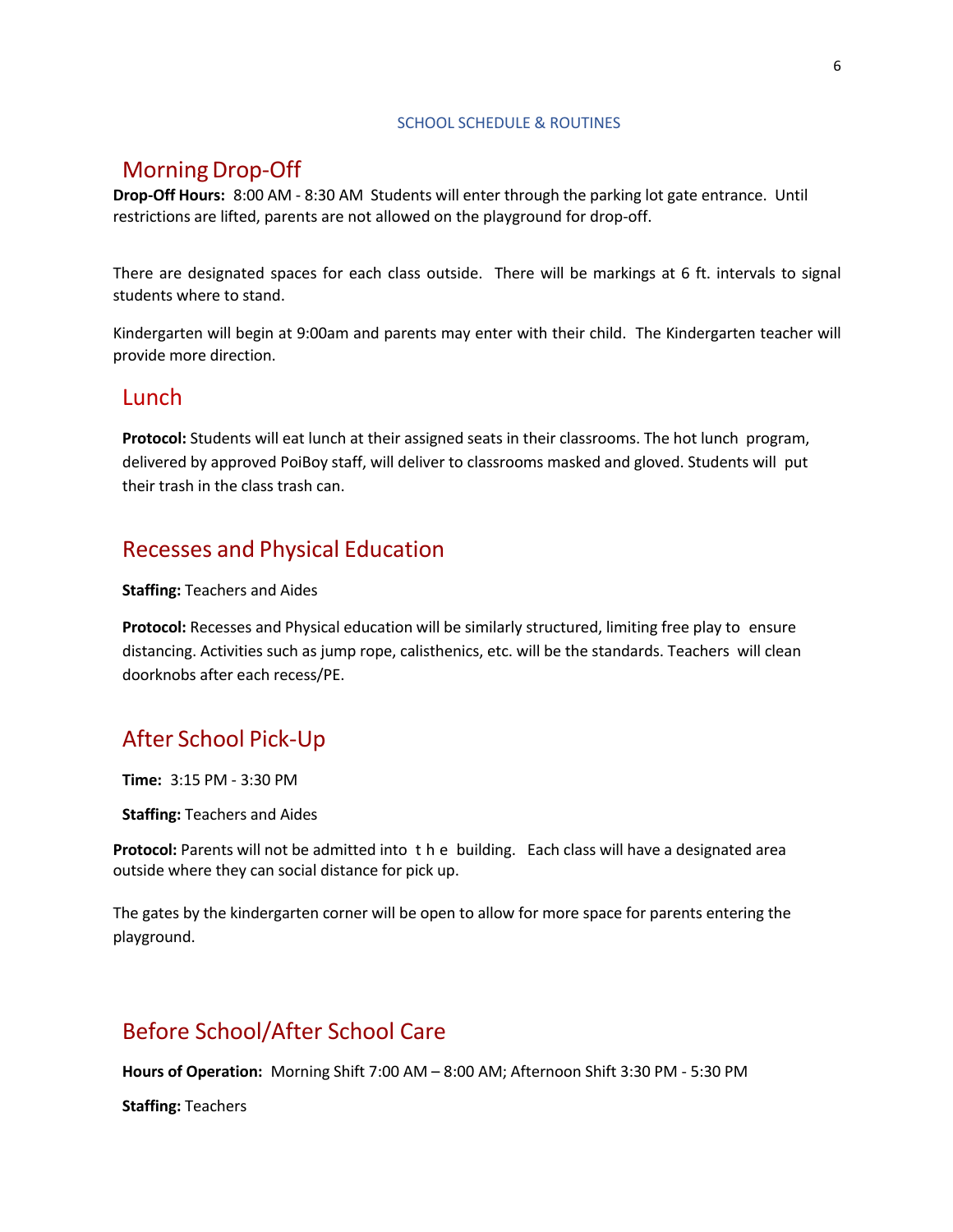SCHOOL SCHEDULE & ROUTINES

## Morning Drop-Off

**Drop-Off Hours:** 8:00 AM - 8:30 AM Students will enter through the parking lot gate entrance. Until restrictions are lifted, parents are not allowed on the playground for drop-off.

There are designated spaces for each class outside. There will be markings at 6 ft. intervals to signal students where to stand.

Kindergarten will begin at 9:00am and parents may enter with their child. The Kindergarten teacher will provide more direction.

## Lunch

**Protocol:** Students will eat lunch at their assigned seats in their classrooms. The hot lunch program, delivered by approved PoiBoy staff, will deliver to classrooms masked and gloved. Students will put their trash in the class trash can.

## Recesses and Physical Education

**Staffing:** Teachers and Aides

**Protocol:** Recesses and Physical education will be similarly structured, limiting free play to ensure distancing. Activities such as jump rope, calisthenics, etc. will be the standards. Teachers will clean doorknobs after each recess/PE.

## After School Pick-Up

**Time:** 3:15 PM - 3:30 PM

**Staffing:** Teachers and Aides

**Protocol:** Parents will not be admitted into the building. Each class will have a designated area outside where they can social distance for pick up.

The gates by the kindergarten corner will be open to allow for more space for parents entering the playground.

## Before School/After School Care

**Hours of Operation:** Morning Shift 7:00 AM – 8:00 AM; Afternoon Shift 3:30 PM - 5:30 PM

**Staffing:** Teachers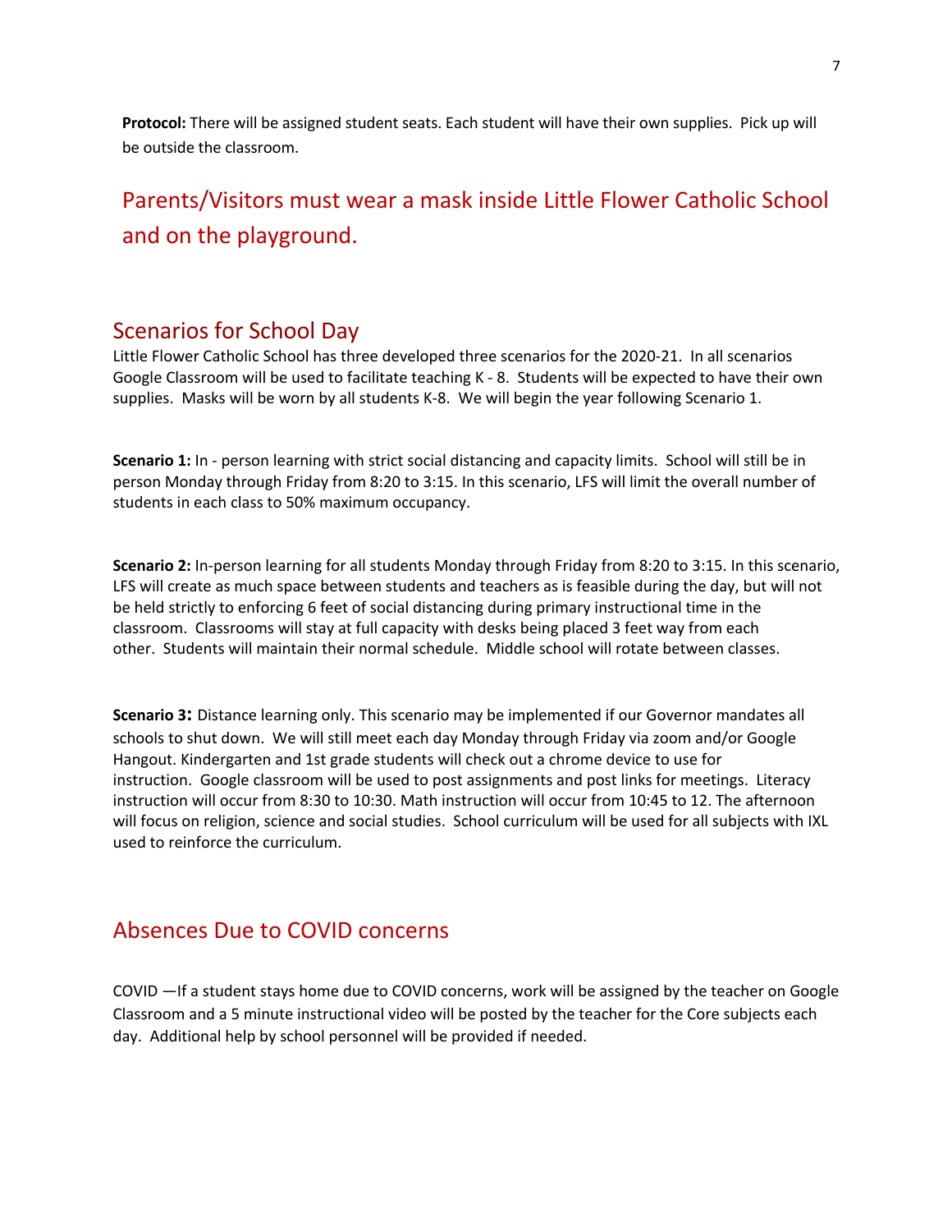**Protocol:** There will be assigned student seats. Each student will have their own supplies. Pick up will be outside the classroom.

## Parents/Visitors must wear a mask inside Little Flower Catholic School and on the playground.

## Scenarios for School Day

Little Flower Catholic School has three developed three scenarios for the 2020-21. In all scenarios Google Classroom will be used to facilitate teaching K - 8. Students will be expected to have their own supplies. Masks will be worn by all students K-8. We will begin the year following Scenario 1.

**Scenario 1:** In - person learning with strict social distancing and capacity limits. School will still be in person Monday through Friday from 8:20 to 3:15. In this scenario, LFS will limit the overall number of students in each class to 50% maximum occupancy.

**Scenario 2:** In-person learning for all students Monday through Friday from 8:20 to 3:15. In this scenario, LFS will create as much space between students and teachers as is feasible during the day, but will not be held strictly to enforcing 6 feet of social distancing during primary instructional time in the classroom. Classrooms will stay at full capacity with desks being placed 3 feet way from each other. Students will maintain their normal schedule. Middle school will rotate between classes.

**Scenario 3:** Distance learning only. This scenario may be implemented if our Governor mandates all schools to shut down. We will still meet each day Monday through Friday via zoom and/or Google Hangout. Kindergarten and 1st grade students will check out a chrome device to use for instruction. Google classroom will be used to post assignments and post links for meetings. Literacy instruction will occur from 8:30 to 10:30. Math instruction will occur from 10:45 to 12. The afternoon will focus on religion, science and social studies. School curriculum will be used for all subjects with IXL used to reinforce the curriculum.

## Absences Due to COVID concerns

COVID —If a student stays home due to COVID concerns, work will be assigned by the teacher on Google Classroom and a 5 minute instructional video will be posted by the teacher for the Core subjects each day. Additional help by school personnel will be provided if needed.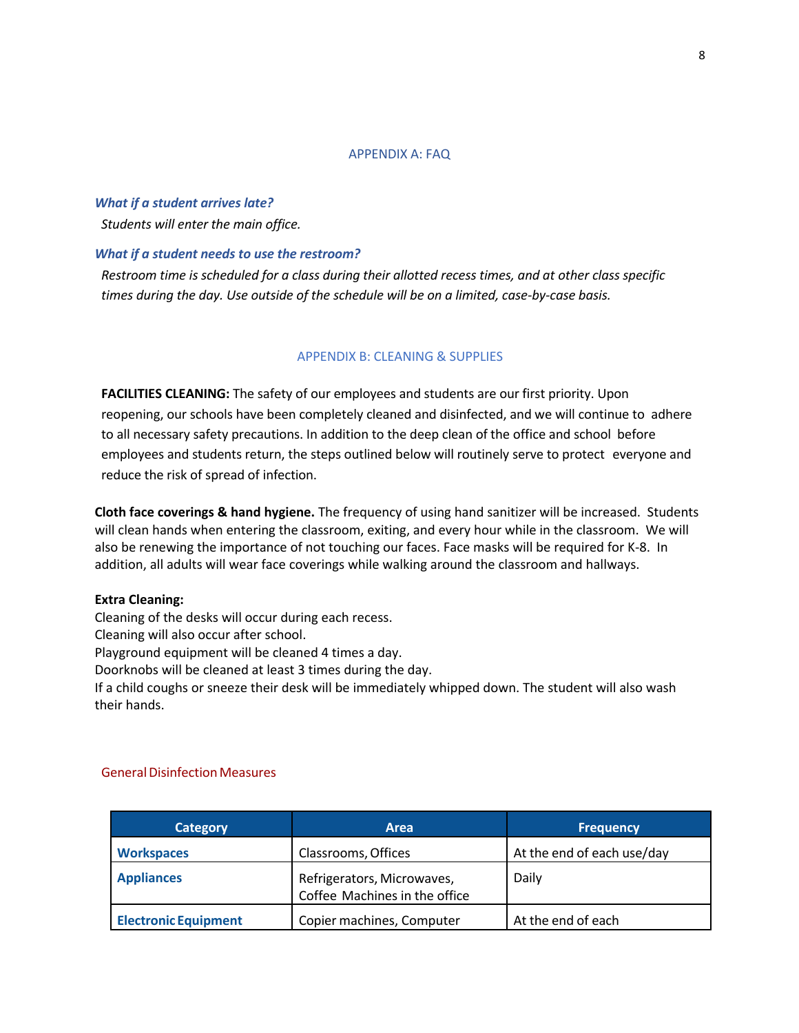## APPENDIX A: FAQ

***What if a student arrives late?***

*Students will enter the main office.*

***What if a student needs to use the restroom?***

*Restroom time is scheduled for a class during their allotted recess times, and at other class specific times during the day. Use outside of the schedule will be on a limited, case-by-case basis.*

## APPENDIX B: CLEANING & SUPPLIES

**FACILITIES CLEANING:** The safety of our employees and students are our first priority. Upon reopening, our schools have been completely cleaned and disinfected, and we will continue to adhere to all necessary safety precautions. In addition to the deep clean of the office and school before employees and students return, the steps outlined below will routinely serve to protect everyone and reduce the risk of spread of infection.

**Cloth face coverings & hand hygiene.** The frequency of using hand sanitizer will be increased. Students will clean hands when entering the classroom, exiting, and every hour while in the classroom. We will also be renewing the importance of not touching our faces. Face masks will be required for K-8. In addition, all adults will wear face coverings while walking around the classroom and hallways.

**Extra Cleaning:**
Cleaning of the desks will occur during each recess.
Cleaning will also occur after school.
Playground equipment will be cleaned 4 times a day.
Doorknobs will be cleaned at least 3 times during the day.
If a child coughs or sneeze their desk will be immediately whipped down. The student will also wash their hands.

### General Disinfection Measures

| Category | Area | Frequency |
|---|---|---|
| **Workspaces** | Classrooms, Offices | At the end of each use/day |
| **Appliances** | Refrigerators, Microwaves, Coffee Machines in the office | Daily |
| **Electronic Equipment** | Copier machines, Computer | At the end of each |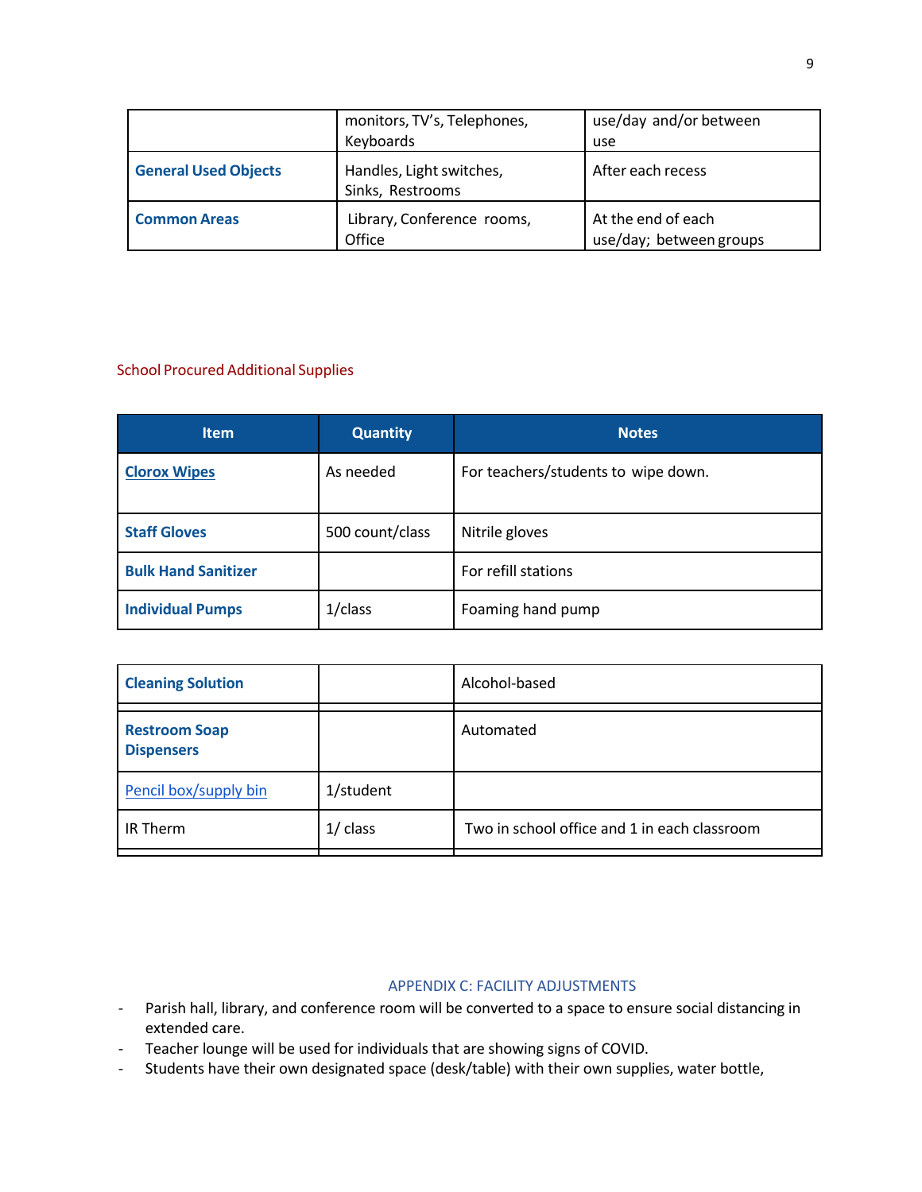| | monitors, TV's, Telephones, Keyboards | use/day and/or between use |
|---|---|---|
| **General Used Objects** | Handles, Light switches, Sinks, Restrooms | After each recess |
| **Common Areas** | Library, Conference rooms, Office | At the end of each use/day; between groups |

School Procured Additional Supplies

| Item | Quantity | Notes |
|---|---|---|
| **Clorox Wipes** | As needed | For teachers/students to wipe down. |
| **Staff Gloves** | 500 count/class | Nitrile gloves |
| **Bulk Hand Sanitizer** | | For refill stations |
| **Individual Pumps** | 1/class | Foaming hand pump |
| **Cleaning Solution** | | Alcohol-based |
| **Restroom Soap Dispensers** | | Automated |
| Pencil box/supply bin | 1/student | |
| IR Therm | 1/ class | Two in school office and 1 in each classroom |

## APPENDIX C: FACILITY ADJUSTMENTS

- Parish hall, library, and conference room will be converted to a space to ensure social distancing in extended care.
- Teacher lounge will be used for individuals that are showing signs of COVID.
- Students have their own designated space (desk/table) with their own supplies, water bottle,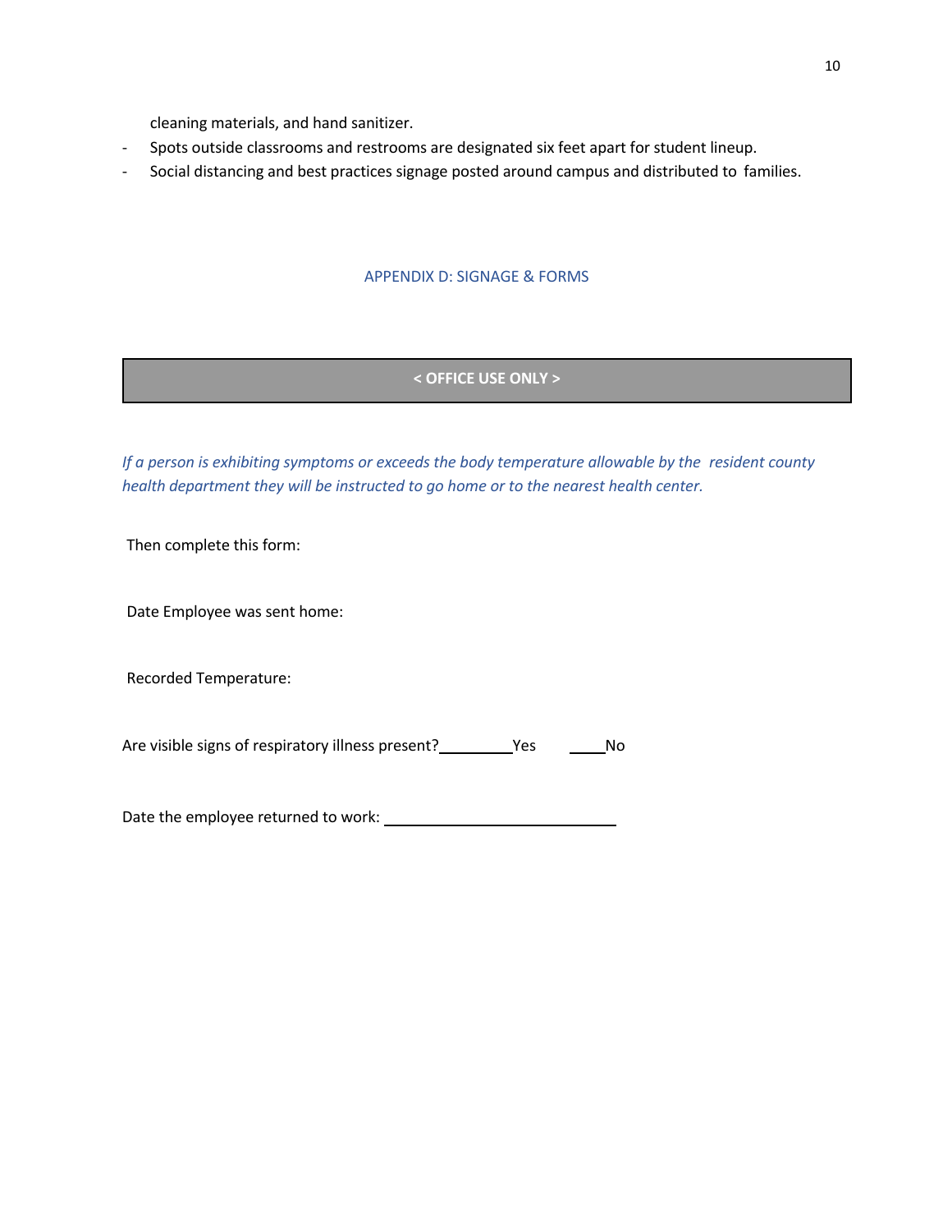cleaning materials, and hand sanitizer.

- Spots outside classrooms and restrooms are designated six feet apart for student lineup.
- Social distancing and best practices signage posted around campus and distributed to families.

## APPENDIX D: SIGNAGE & FORMS

| **< OFFICE USE ONLY >** |
|---|

*If a person is exhibiting symptoms or exceeds the body temperature allowable by the resident county health department they will be instructed to go home or to the nearest health center.*

Then complete this form:

Date Employee was sent home:

Recorded Temperature:

Are visible signs of respiratory illness present?_________Yes _____No

Date the employee returned to work: ______________________________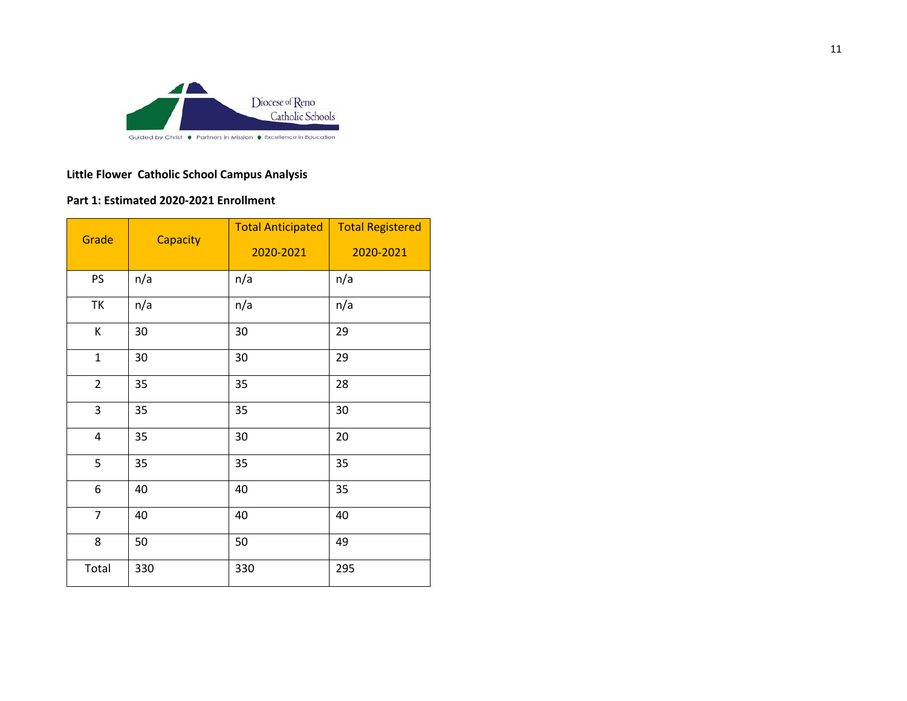Diocese of Reno Catholic Schools

Guided by Christ • Partners in Mission • Excellence in Education

**Little Flower Catholic School Campus Analysis**

**Part 1: Estimated 2020-2021 Enrollment**

| Grade | Capacity | Total Anticipated 2020-2021 | Total Registered 2020-2021 |
|---|---|---|---|
| PS | n/a | n/a | n/a |
| TK | n/a | n/a | n/a |
| K | 30 | 30 | 29 |
| 1 | 30 | 30 | 29 |
| 2 | 35 | 35 | 28 |
| 3 | 35 | 35 | 30 |
| 4 | 35 | 30 | 20 |
| 5 | 35 | 35 | 35 |
| 6 | 40 | 40 | 35 |
| 7 | 40 | 40 | 40 |
| 8 | 50 | 50 | 49 |
| Total | 330 | 330 | 295 |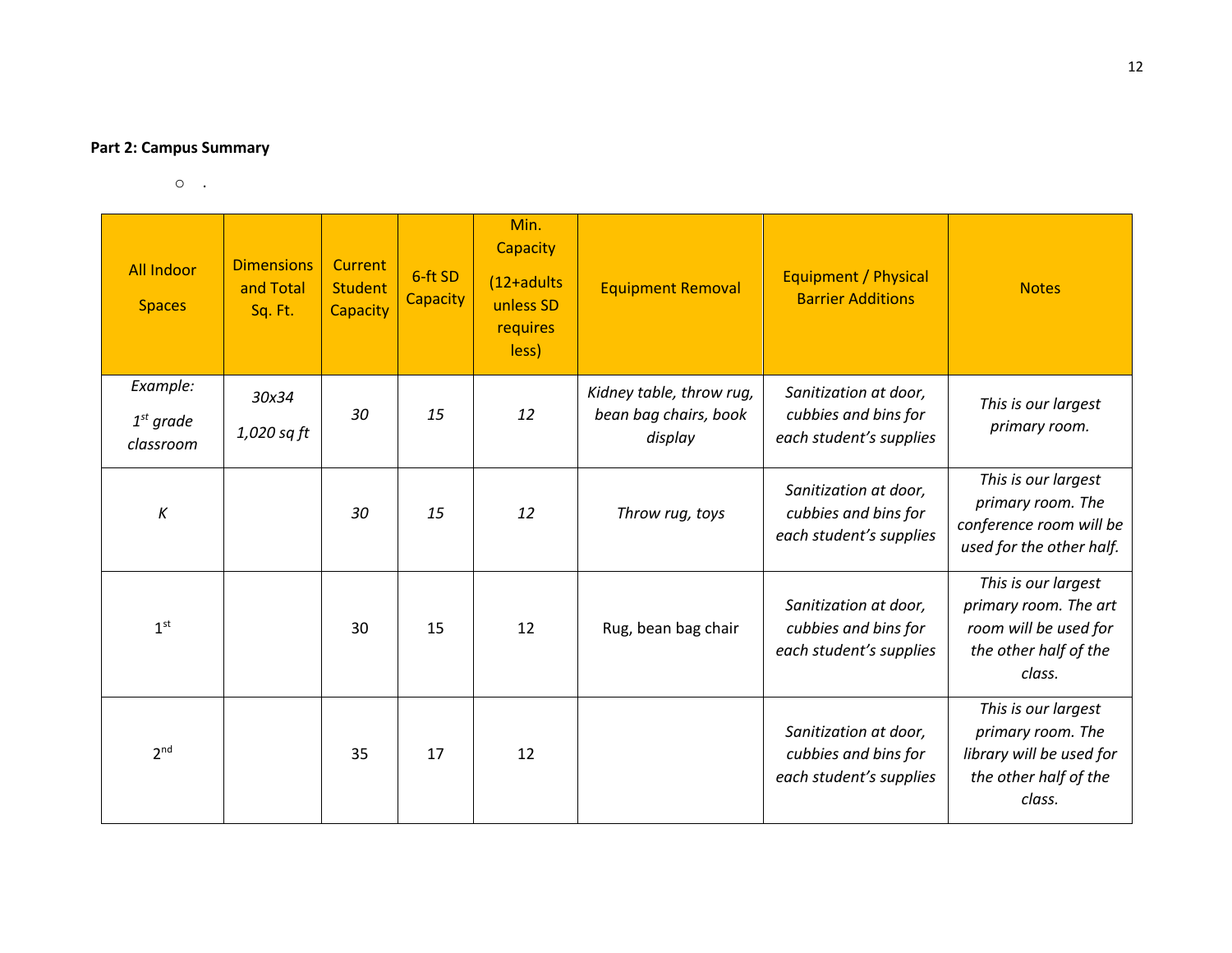**Part 2: Campus Summary**

- .

| All Indoor Spaces | Dimensions and Total Sq. Ft. | Current Student Capacity | 6-ft SD Capacity | Min. Capacity (12+adults unless SD requires less) | Equipment Removal | Equipment / Physical Barrier Additions | Notes |
|---|---|---|---|---|---|---|---|
| *Example: 1st grade classroom* | *30x34 1,020 sq ft* | *30* | *15* | *12* | *Kidney table, throw rug, bean bag chairs, book display* | *Sanitization at door, cubbies and bins for each student's supplies* | *This is our largest primary room.* |
| *K* | | *30* | *15* | *12* | *Throw rug, toys* | *Sanitization at door, cubbies and bins for each student's supplies* | *This is our largest primary room. The conference room will be used for the other half.* |
| 1st | | 30 | 15 | 12 | Rug, bean bag chair | *Sanitization at door, cubbies and bins for each student's supplies* | *This is our largest primary room. The art room will be used for the other half of the class.* |
| 2nd | | 35 | 17 | 12 | | *Sanitization at door, cubbies and bins for each student's supplies* | *This is our largest primary room. The library will be used for the other half of the class.* |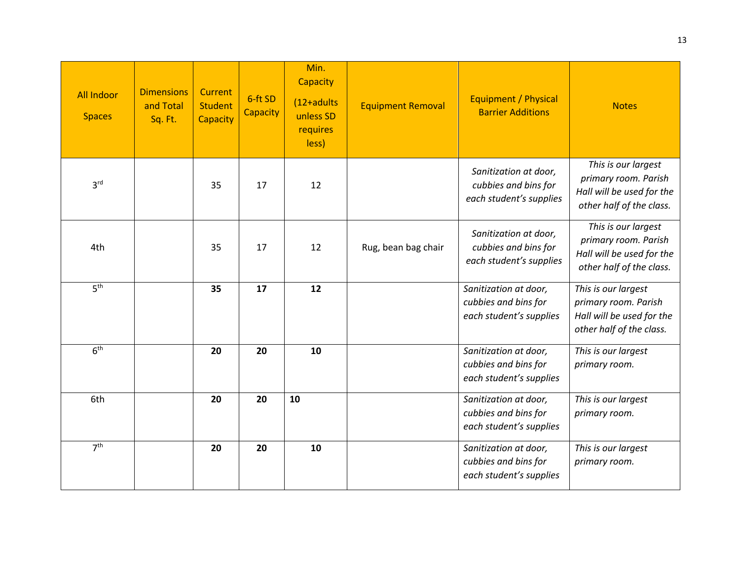| All Indoor Spaces | Dimensions and Total Sq. Ft. | Current Student Capacity | 6-ft SD Capacity | Min. Capacity (12+adults unless SD requires less) | Equipment Removal | Equipment / Physical Barrier Additions | Notes |
|---|---|---|---|---|---|---|---|
| 3rd | | 35 | 17 | 12 | | *Sanitization at door, cubbies and bins for each student's supplies* | *This is our largest primary room. Parish Hall will be used for the other half of the class.* |
| 4th | | 35 | 17 | 12 | Rug, bean bag chair | *Sanitization at door, cubbies and bins for each student's supplies* | *This is our largest primary room. Parish Hall will be used for the other half of the class.* |
| 5th | | **35** | **17** | **12** | | *Sanitization at door, cubbies and bins for each student's supplies* | *This is our largest primary room. Parish Hall will be used for the other half of the class.* |
| 6th | | **20** | **20** | **10** | | *Sanitization at door, cubbies and bins for each student's supplies* | *This is our largest primary room.* |
| 6th | | **20** | **20** | **10** | | *Sanitization at door, cubbies and bins for each student's supplies* | *This is our largest primary room.* |
| 7th | | **20** | **20** | **10** | | *Sanitization at door, cubbies and bins for each student's supplies* | *This is our largest primary room.* |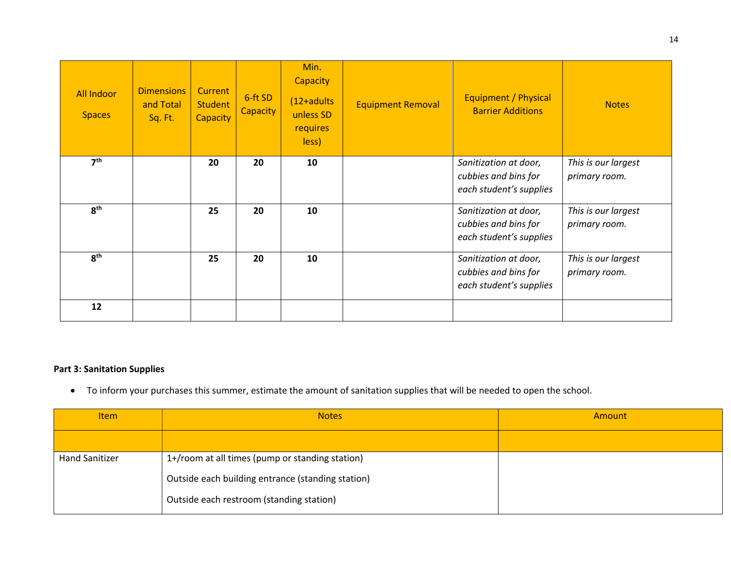| All Indoor Spaces | Dimensions and Total Sq. Ft. | Current Student Capacity | 6-ft SD Capacity | Min. Capacity (12+adults unless SD requires less) | Equipment Removal | Equipment / Physical Barrier Additions | Notes |
|---|---|---|---|---|---|---|---|
| **7th** | | **20** | **20** | **10** | | *Sanitization at door, cubbies and bins for each student's supplies* | *This is our largest primary room.* |
| **8th** | | **25** | **20** | **10** | | *Sanitization at door, cubbies and bins for each student's supplies* | *This is our largest primary room.* |
| **8th** | | **25** | **20** | **10** | | *Sanitization at door, cubbies and bins for each student's supplies* | *This is our largest primary room.* |
| **12** | | | | | | | |

**Part 3: Sanitation Supplies**

- To inform your purchases this summer, estimate the amount of sanitation supplies that will be needed to open the school.

| Item | Notes | Amount |
|---|---|---|
| | | |
| Hand Sanitizer | 1+/room at all times (pump or standing station)<br>Outside each building entrance (standing station)<br>Outside each restroom (standing station) | |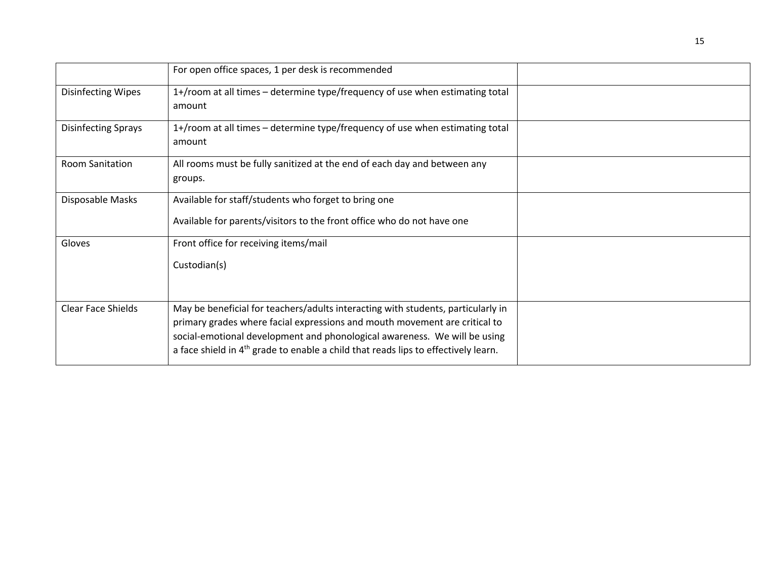| | | |
|---|---|---|
| | For open office spaces, 1 per desk is recommended | |
| Disinfecting Wipes | 1+/room at all times – determine type/frequency of use when estimating total amount | |
| Disinfecting Sprays | 1+/room at all times – determine type/frequency of use when estimating total amount | |
| Room Sanitation | All rooms must be fully sanitized at the end of each day and between any groups. | |
| Disposable Masks | Available for staff/students who forget to bring one<br><br>Available for parents/visitors to the front office who do not have one | |
| Gloves | Front office for receiving items/mail<br><br>Custodian(s) | |
| Clear Face Shields | May be beneficial for teachers/adults interacting with students, particularly in primary grades where facial expressions and mouth movement are critical to social-emotional development and phonological awareness. We will be using a face shield in 4th grade to enable a child that reads lips to effectively learn. | |